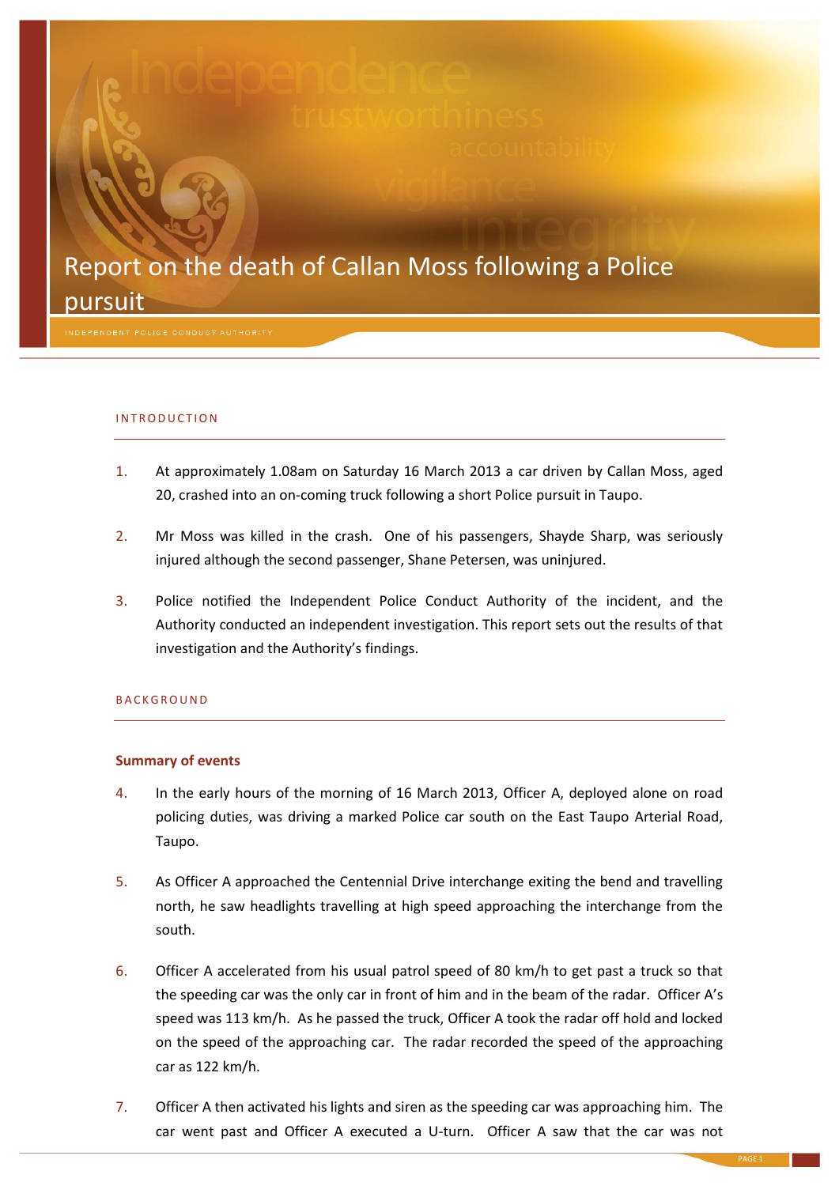# Report on the death of Callan Moss following a Police pursuit

INDEPENDENT POLICE CONDUCT AUTHORITY

## INTRODUCTION

1. At approximately 1.08am on Saturday 16 March 2013 a car driven by Callan Moss, aged 20, crashed into an on-coming truck following a short Police pursuit in Taupo.

2. Mr Moss was killed in the crash. One of his passengers, Shayde Sharp, was seriously injured although the second passenger, Shane Petersen, was uninjured.

3. Police notified the Independent Police Conduct Authority of the incident, and the Authority conducted an independent investigation. This report sets out the results of that investigation and the Authority's findings.

## BACKGROUND

### Summary of events

4. In the early hours of the morning of 16 March 2013, Officer A, deployed alone on road policing duties, was driving a marked Police car south on the East Taupo Arterial Road, Taupo.

5. As Officer A approached the Centennial Drive interchange exiting the bend and travelling north, he saw headlights travelling at high speed approaching the interchange from the south.

6. Officer A accelerated from his usual patrol speed of 80 km/h to get past a truck so that the speeding car was the only car in front of him and in the beam of the radar. Officer A's speed was 113 km/h. As he passed the truck, Officer A took the radar off hold and locked on the speed of the approaching car. The radar recorded the speed of the approaching car as 122 km/h.

7. Officer A then activated his lights and siren as the speeding car was approaching him. The car went past and Officer A executed a U-turn. Officer A saw that the car was not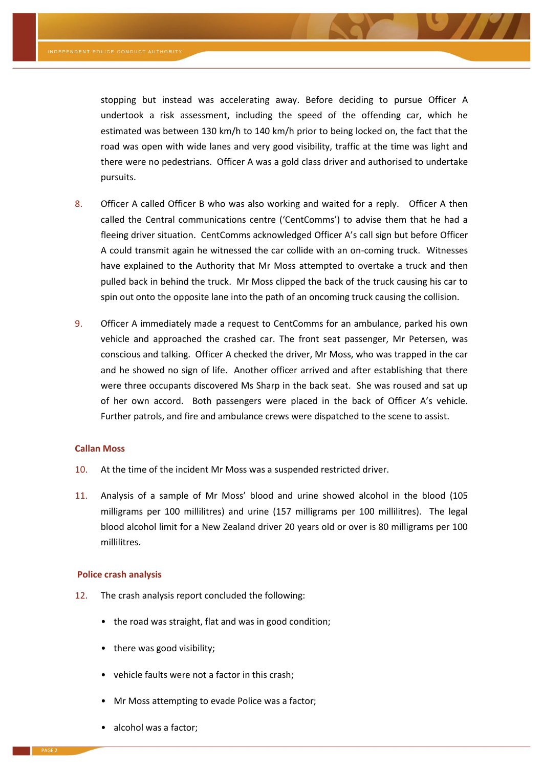stopping but instead was accelerating away. Before deciding to pursue Officer A undertook a risk assessment, including the speed of the offending car, which he estimated was between 130 km/h to 140 km/h prior to being locked on, the fact that the road was open with wide lanes and very good visibility, traffic at the time was light and there were no pedestrians. Officer A was a gold class driver and authorised to undertake pursuits.

8. Officer A called Officer B who was also working and waited for a reply. Officer A then called the Central communications centre ('CentComms') to advise them that he had a fleeing driver situation. CentComms acknowledged Officer A's call sign but before Officer A could transmit again he witnessed the car collide with an on-coming truck. Witnesses have explained to the Authority that Mr Moss attempted to overtake a truck and then pulled back in behind the truck. Mr Moss clipped the back of the truck causing his car to spin out onto the opposite lane into the path of an oncoming truck causing the collision.

9. Officer A immediately made a request to CentComms for an ambulance, parked his own vehicle and approached the crashed car. The front seat passenger, Mr Petersen, was conscious and talking. Officer A checked the driver, Mr Moss, who was trapped in the car and he showed no sign of life. Another officer arrived and after establishing that there were three occupants discovered Ms Sharp in the back seat. She was roused and sat up of her own accord. Both passengers were placed in the back of Officer A's vehicle. Further patrols, and fire and ambulance crews were dispatched to the scene to assist.

### Callan Moss

10. At the time of the incident Mr Moss was a suspended restricted driver.

11. Analysis of a sample of Mr Moss' blood and urine showed alcohol in the blood (105 milligrams per 100 millilitres) and urine (157 milligrams per 100 millilitres). The legal blood alcohol limit for a New Zealand driver 20 years old or over is 80 milligrams per 100 millilitres.

### Police crash analysis

12. The crash analysis report concluded the following:

- the road was straight, flat and was in good condition;
- there was good visibility;
- vehicle faults were not a factor in this crash;
- Mr Moss attempting to evade Police was a factor;
- alcohol was a factor;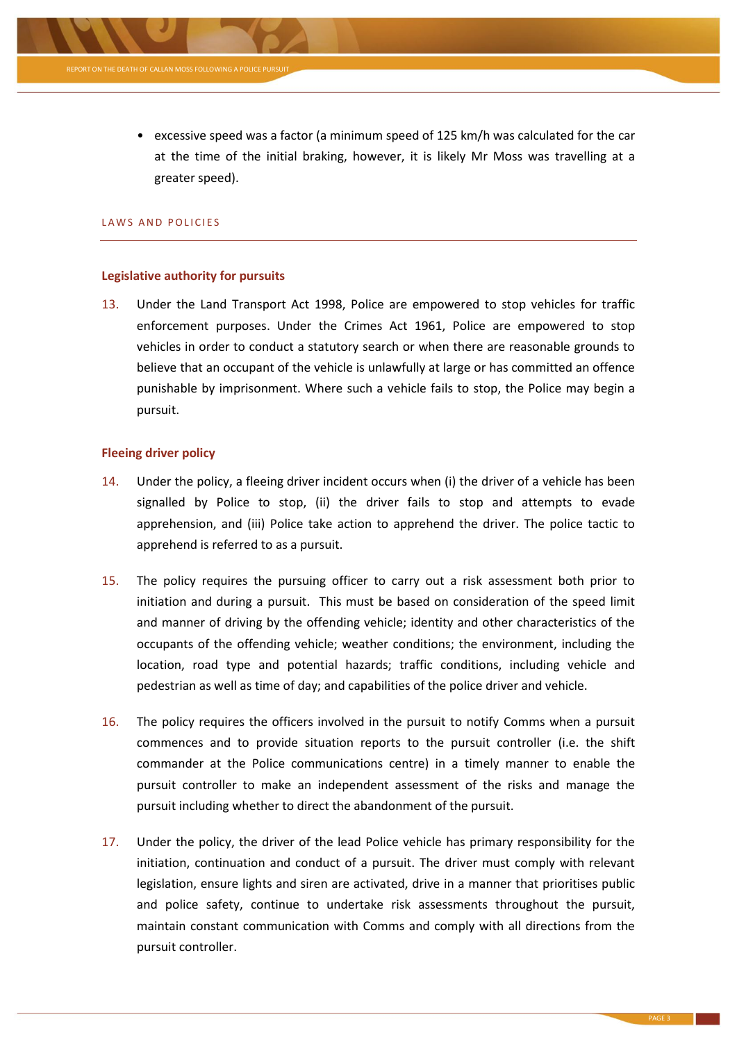- excessive speed was a factor (a minimum speed of 125 km/h was calculated for the car at the time of the initial braking, however, it is likely Mr Moss was travelling at a greater speed).

## LAWS AND POLICIES

### Legislative authority for pursuits

13. Under the Land Transport Act 1998, Police are empowered to stop vehicles for traffic enforcement purposes. Under the Crimes Act 1961, Police are empowered to stop vehicles in order to conduct a statutory search or when there are reasonable grounds to believe that an occupant of the vehicle is unlawfully at large or has committed an offence punishable by imprisonment. Where such a vehicle fails to stop, the Police may begin a pursuit.

### Fleeing driver policy

14. Under the policy, a fleeing driver incident occurs when (i) the driver of a vehicle has been signalled by Police to stop, (ii) the driver fails to stop and attempts to evade apprehension, and (iii) Police take action to apprehend the driver. The police tactic to apprehend is referred to as a pursuit.

15. The policy requires the pursuing officer to carry out a risk assessment both prior to initiation and during a pursuit. This must be based on consideration of the speed limit and manner of driving by the offending vehicle; identity and other characteristics of the occupants of the offending vehicle; weather conditions; the environment, including the location, road type and potential hazards; traffic conditions, including vehicle and pedestrian as well as time of day; and capabilities of the police driver and vehicle.

16. The policy requires the officers involved in the pursuit to notify Comms when a pursuit commences and to provide situation reports to the pursuit controller (i.e. the shift commander at the Police communications centre) in a timely manner to enable the pursuit controller to make an independent assessment of the risks and manage the pursuit including whether to direct the abandonment of the pursuit.

17. Under the policy, the driver of the lead Police vehicle has primary responsibility for the initiation, continuation and conduct of a pursuit. The driver must comply with relevant legislation, ensure lights and siren are activated, drive in a manner that prioritises public and police safety, continue to undertake risk assessments throughout the pursuit, maintain constant communication with Comms and comply with all directions from the pursuit controller.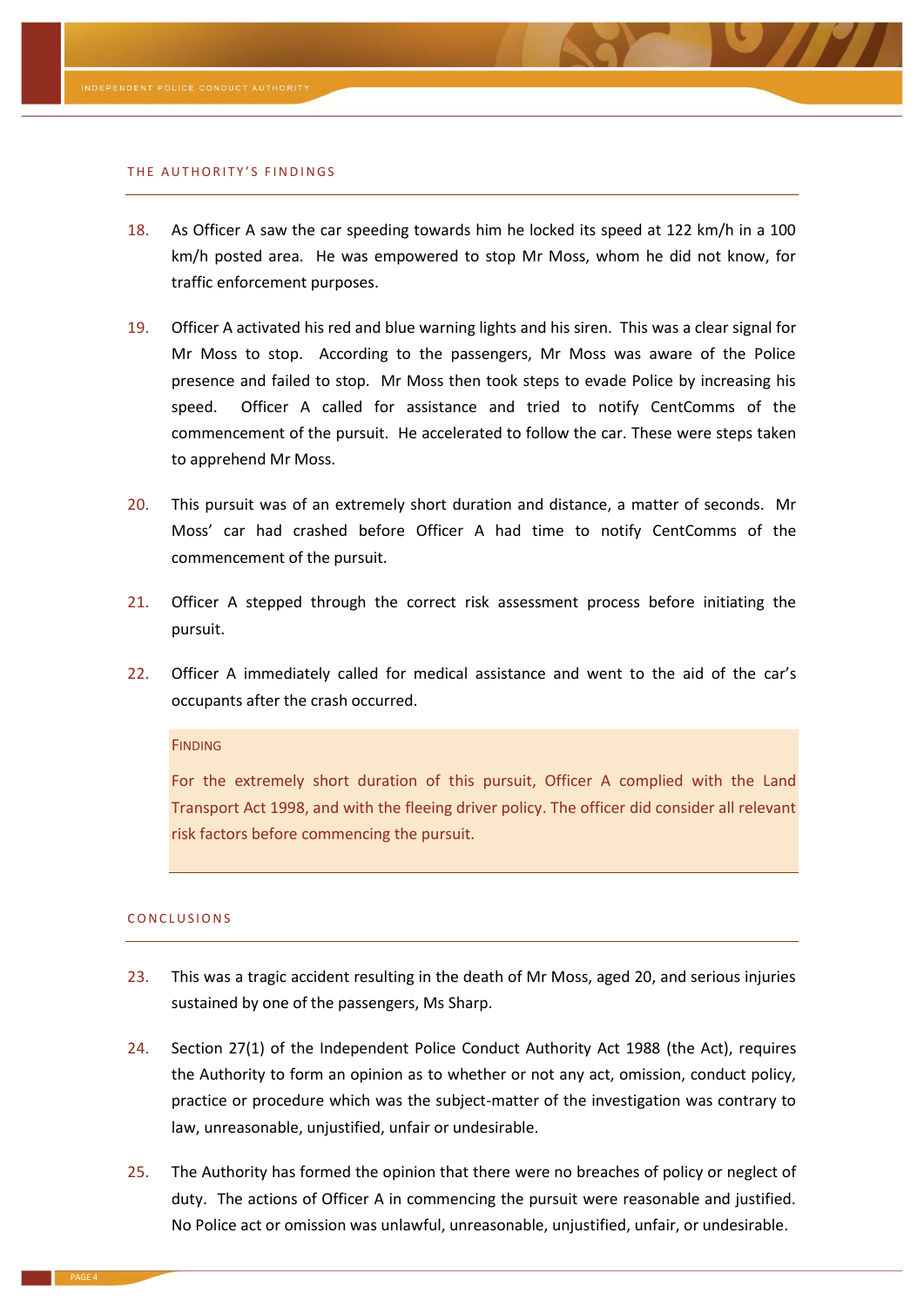## THE AUTHORITY'S FINDINGS

18. As Officer A saw the car speeding towards him he locked its speed at 122 km/h in a 100 km/h posted area. He was empowered to stop Mr Moss, whom he did not know, for traffic enforcement purposes.

19. Officer A activated his red and blue warning lights and his siren. This was a clear signal for Mr Moss to stop. According to the passengers, Mr Moss was aware of the Police presence and failed to stop. Mr Moss then took steps to evade Police by increasing his speed. Officer A called for assistance and tried to notify CentComms of the commencement of the pursuit. He accelerated to follow the car. These were steps taken to apprehend Mr Moss.

20. This pursuit was of an extremely short duration and distance, a matter of seconds. Mr Moss' car had crashed before Officer A had time to notify CentComms of the commencement of the pursuit.

21. Officer A stepped through the correct risk assessment process before initiating the pursuit.

22. Officer A immediately called for medical assistance and went to the aid of the car's occupants after the crash occurred.

> **FINDING**
>
> For the extremely short duration of this pursuit, Officer A complied with the Land Transport Act 1998, and with the fleeing driver policy. The officer did consider all relevant risk factors before commencing the pursuit.

## CONCLUSIONS

23. This was a tragic accident resulting in the death of Mr Moss, aged 20, and serious injuries sustained by one of the passengers, Ms Sharp.

24. Section 27(1) of the Independent Police Conduct Authority Act 1988 (the Act), requires the Authority to form an opinion as to whether or not any act, omission, conduct policy, practice or procedure which was the subject-matter of the investigation was contrary to law, unreasonable, unjustified, unfair or undesirable.

25. The Authority has formed the opinion that there were no breaches of policy or neglect of duty. The actions of Officer A in commencing the pursuit were reasonable and justified. No Police act or omission was unlawful, unreasonable, unjustified, unfair, or undesirable.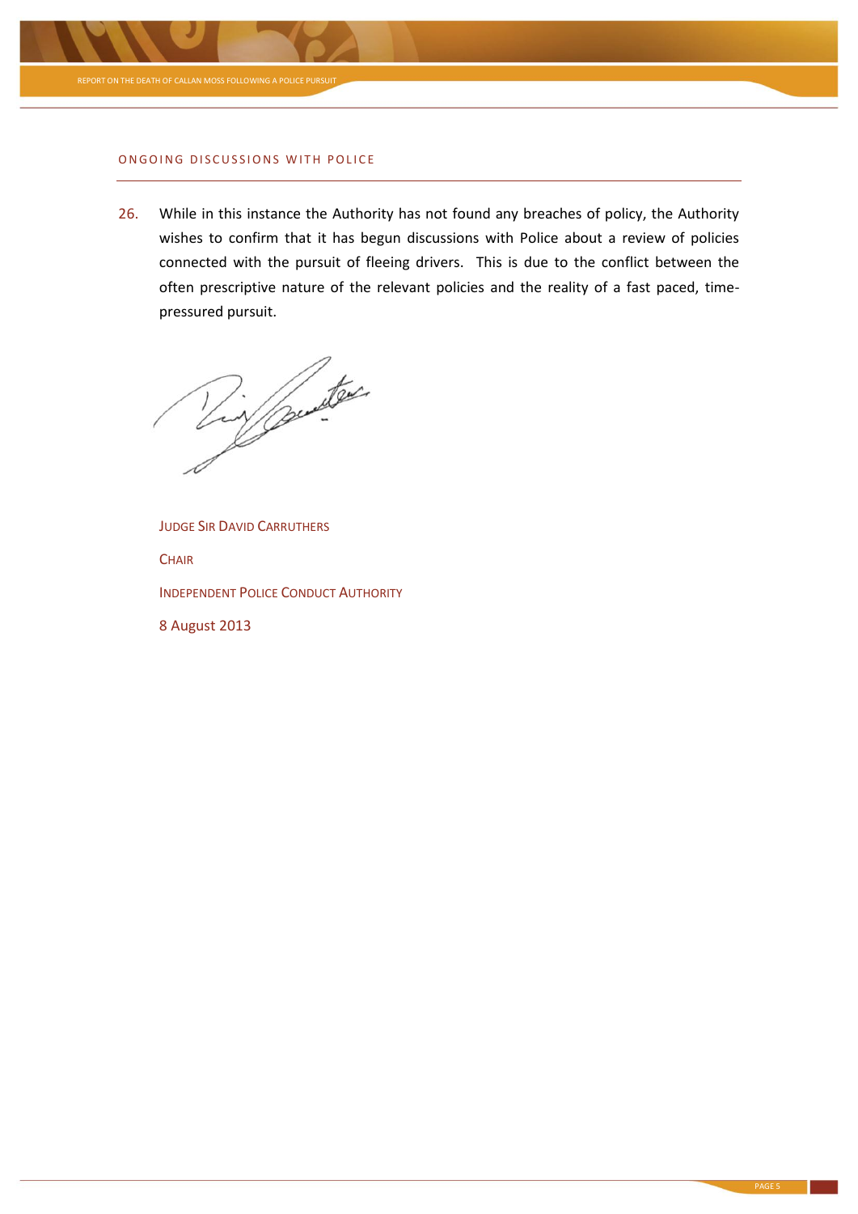## ONGOING DISCUSSIONS WITH POLICE

26. While in this instance the Authority has not found any breaches of policy, the Authority wishes to confirm that it has begun discussions with Police about a review of policies connected with the pursuit of fleeing drivers. This is due to the conflict between the often prescriptive nature of the relevant policies and the reality of a fast paced, time-pressured pursuit.

JUDGE SIR DAVID CARRUTHERS

CHAIR

INDEPENDENT POLICE CONDUCT AUTHORITY

8 August 2013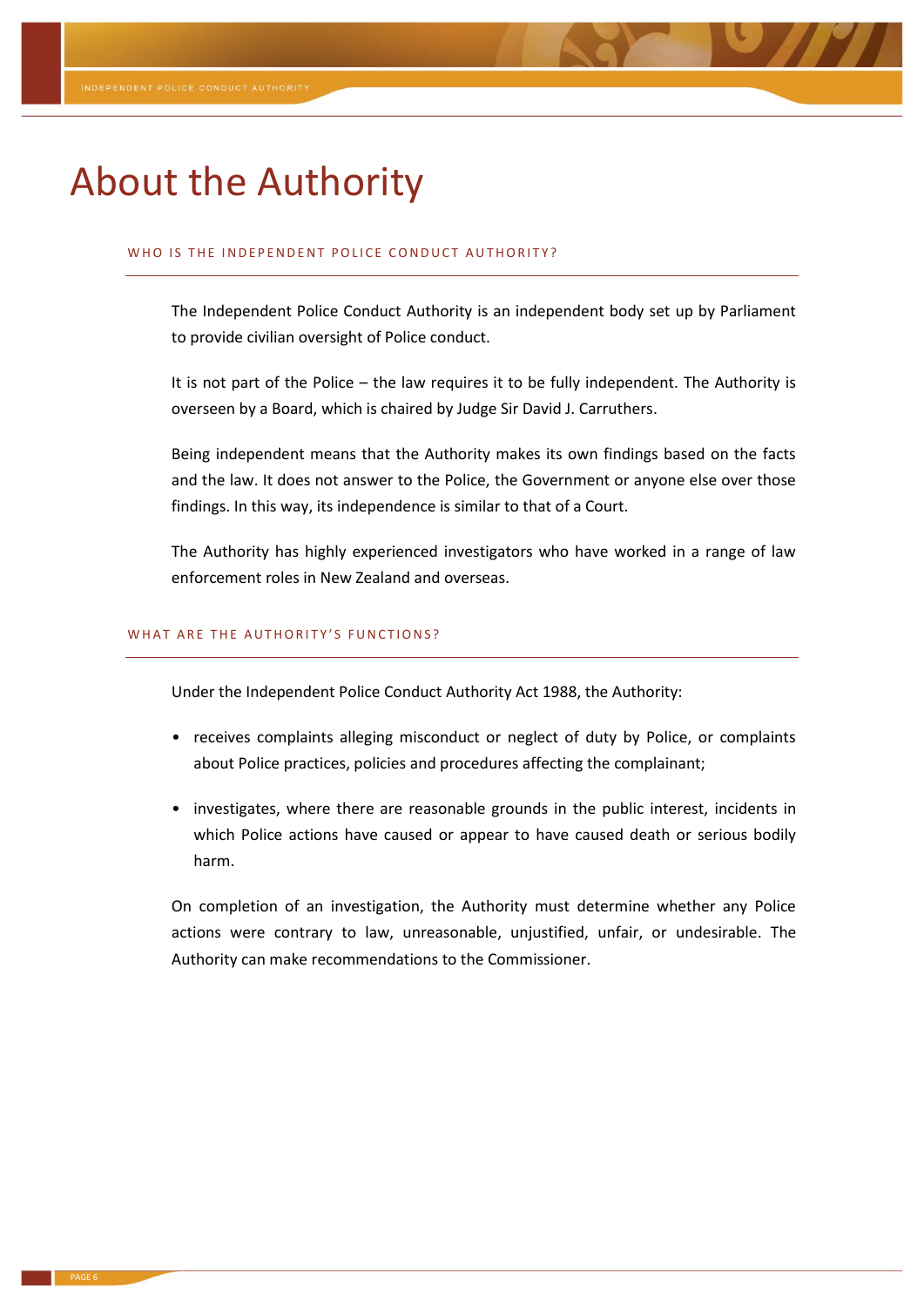# About the Authority

## WHO IS THE INDEPENDENT POLICE CONDUCT AUTHORITY?

The Independent Police Conduct Authority is an independent body set up by Parliament to provide civilian oversight of Police conduct.

It is not part of the Police – the law requires it to be fully independent. The Authority is overseen by a Board, which is chaired by Judge Sir David J. Carruthers.

Being independent means that the Authority makes its own findings based on the facts and the law. It does not answer to the Police, the Government or anyone else over those findings. In this way, its independence is similar to that of a Court.

The Authority has highly experienced investigators who have worked in a range of law enforcement roles in New Zealand and overseas.

## WHAT ARE THE AUTHORITY'S FUNCTIONS?

Under the Independent Police Conduct Authority Act 1988, the Authority:

- receives complaints alleging misconduct or neglect of duty by Police, or complaints about Police practices, policies and procedures affecting the complainant;
- investigates, where there are reasonable grounds in the public interest, incidents in which Police actions have caused or appear to have caused death or serious bodily harm.

On completion of an investigation, the Authority must determine whether any Police actions were contrary to law, unreasonable, unjustified, unfair, or undesirable. The Authority can make recommendations to the Commissioner.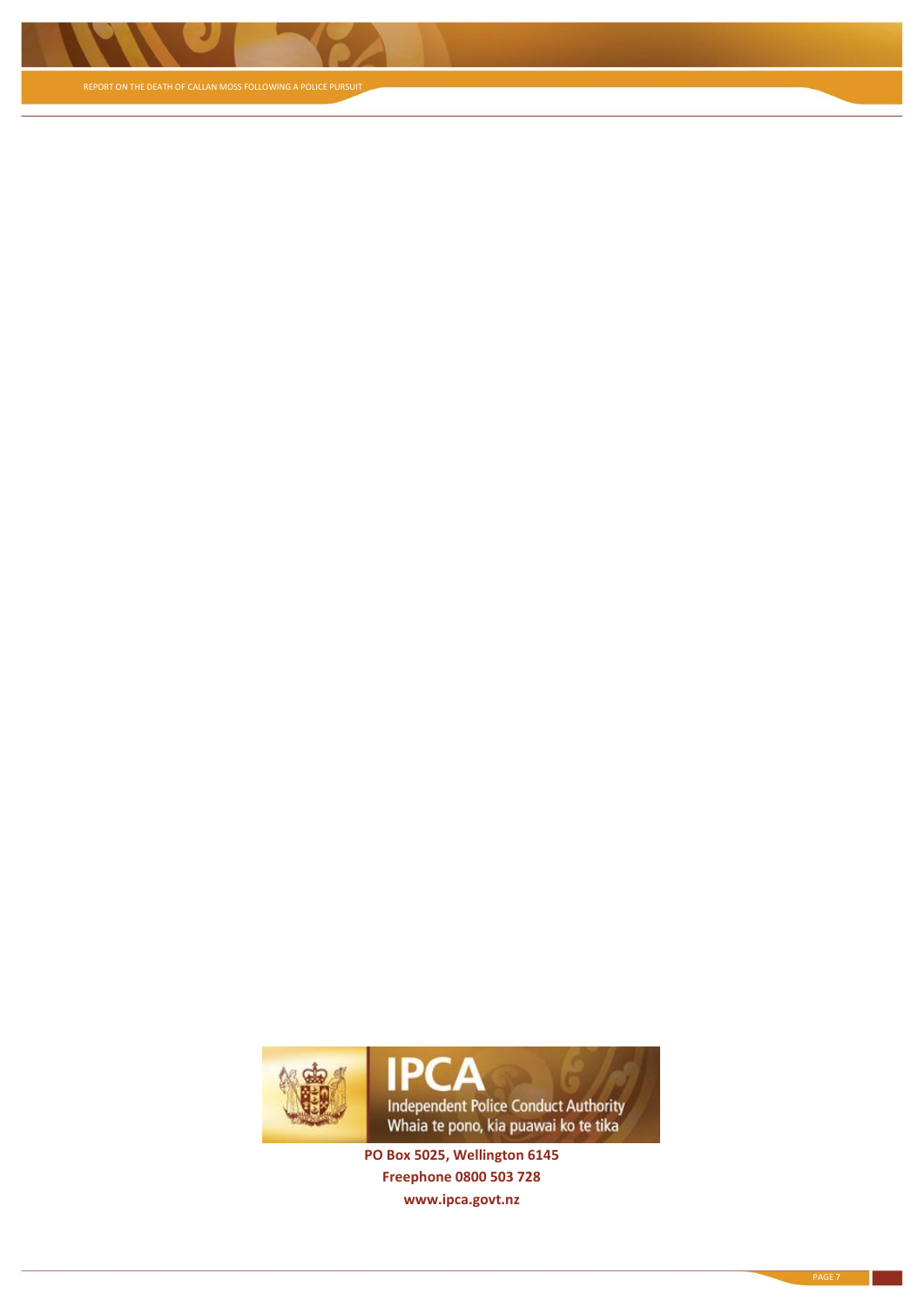IPCA

Independent Police Conduct Authority

Whaia te pono, kia puawai ko te tika

**PO Box 5025, Wellington 6145**

**Freephone 0800 503 728**

**www.ipca.govt.nz**